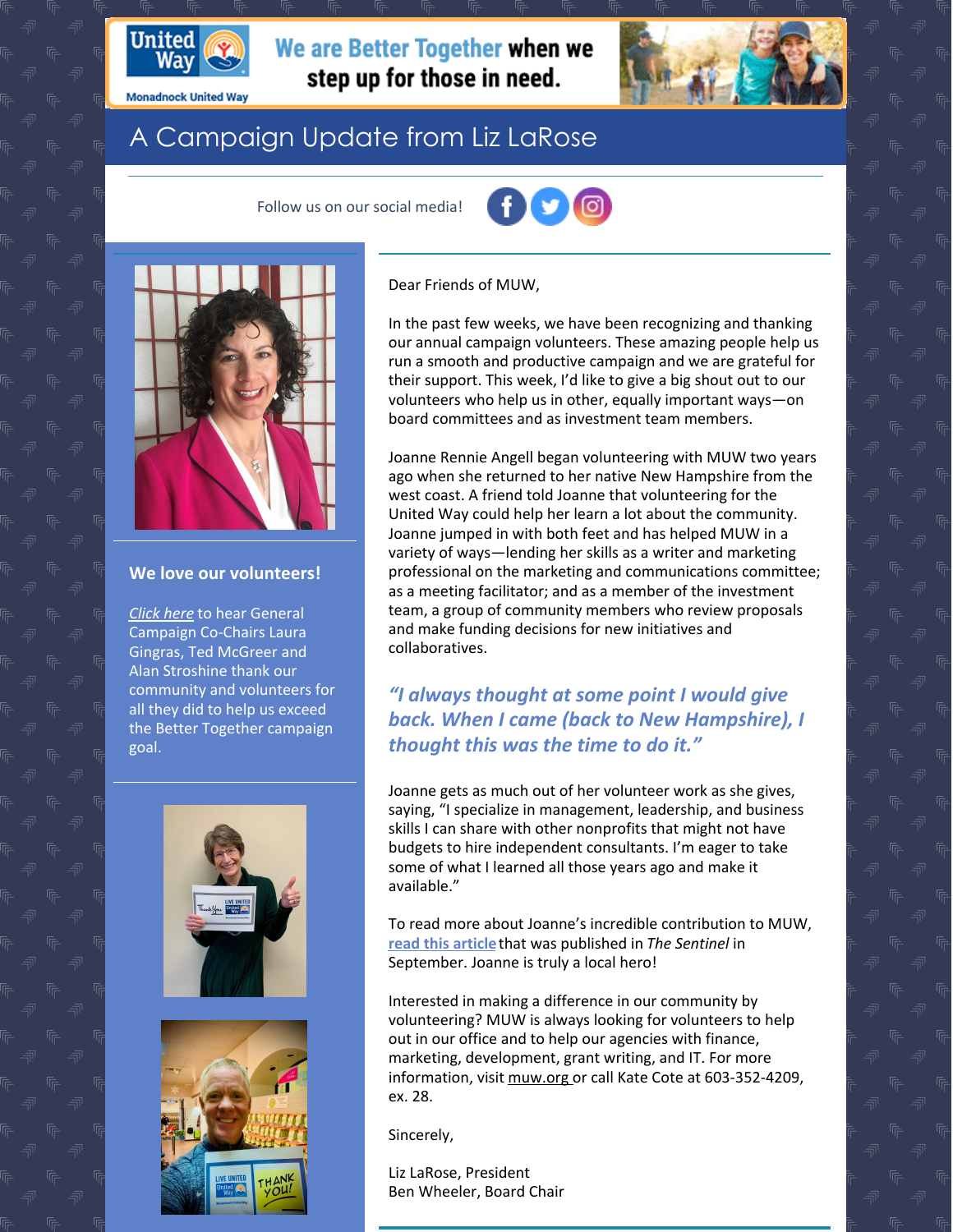United Way

Monadnock United Way

**We are Better Together when we step up for those in need.**

# A Campaign Update from Liz LaRose

Follow us on our social media!

Dear Friends of MUW,

In the past few weeks, we have been recognizing and thanking our annual campaign volunteers. These amazing people help us run a smooth and productive campaign and we are grateful for their support. This week, I'd like to give a big shout out to our volunteers who help us in other, equally important ways—on board committees and as investment team members.

Joanne Rennie Angell began volunteering with MUW two years ago when she returned to her native New Hampshire from the west coast. A friend told Joanne that volunteering for the United Way could help her learn a lot about the community. Joanne jumped in with both feet and has helped MUW in a variety of ways—lending her skills as a writer and marketing professional on the marketing and communications committee; as a meeting facilitator; and as a member of the investment team, a group of community members who review proposals and make funding decisions for new initiatives and collaboratives.

***"I always thought at some point I would give back. When I came (back to New Hampshire), I thought this was the time to do it."***

Joanne gets as much out of her volunteer work as she gives, saying, "I specialize in management, leadership, and business skills I can share with other nonprofits that might not have budgets to hire independent consultants. I'm eager to take some of what I learned all those years ago and make it available."

To read more about Joanne's incredible contribution to MUW, read this article that was published in *The Sentinel* in September. Joanne is truly a local hero!

Interested in making a difference in our community by volunteering? MUW is always looking for volunteers to help out in our office and to help our agencies with finance, marketing, development, grant writing, and IT. For more information, visit muw.org or call Kate Cote at 603-352-4209, ex. 28.

Sincerely,

Liz LaRose, President
Ben Wheeler, Board Chair

### We love our volunteers!

*Click here* to hear General Campaign Co-Chairs Laura Gingras, Ted McGreer and Alan Stroshine thank our community and volunteers for all they did to help us exceed the Better Together campaign goal.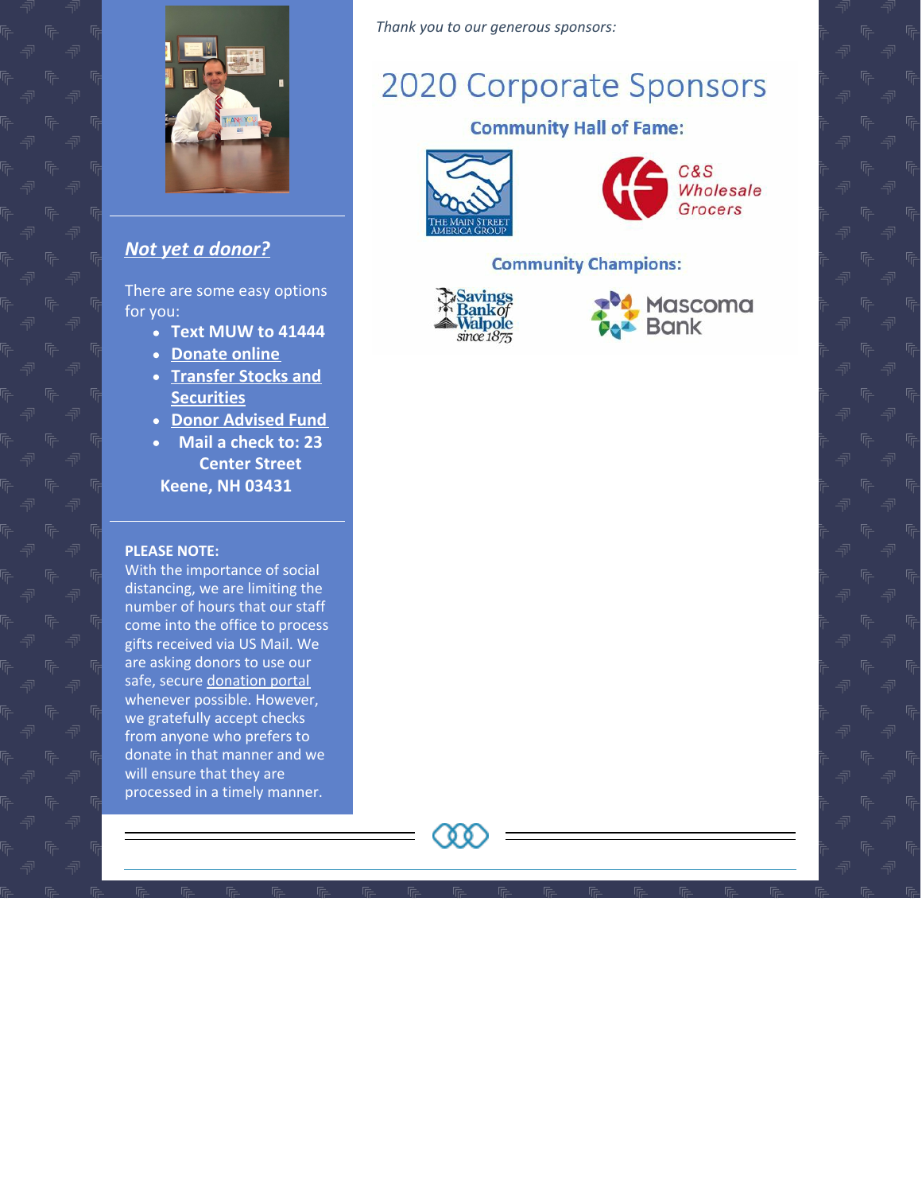## *Not yet a donor?*

There are some easy options for you:

- **Text MUW to 41444**
- **Donate online**
- **Transfer Stocks and Securities**
- **Donor Advised Fund**
- **Mail a check to: 23 Center Street Keene, NH 03431**

**PLEASE NOTE:**
With the importance of social distancing, we are limiting the number of hours that our staff come into the office to process gifts received via US Mail. We are asking donors to use our safe, secure donation portal whenever possible. However, we gratefully accept checks from anyone who prefers to donate in that manner and we will ensure that they are processed in a timely manner.

*Thank you to our generous sponsors:*

# 2020 Corporate Sponsors

### Community Hall of Fame:

The Main Street America Group

C&S Wholesale Grocers

### Community Champions:

Savings Bank of Walpole since 1875

Mascoma Bank